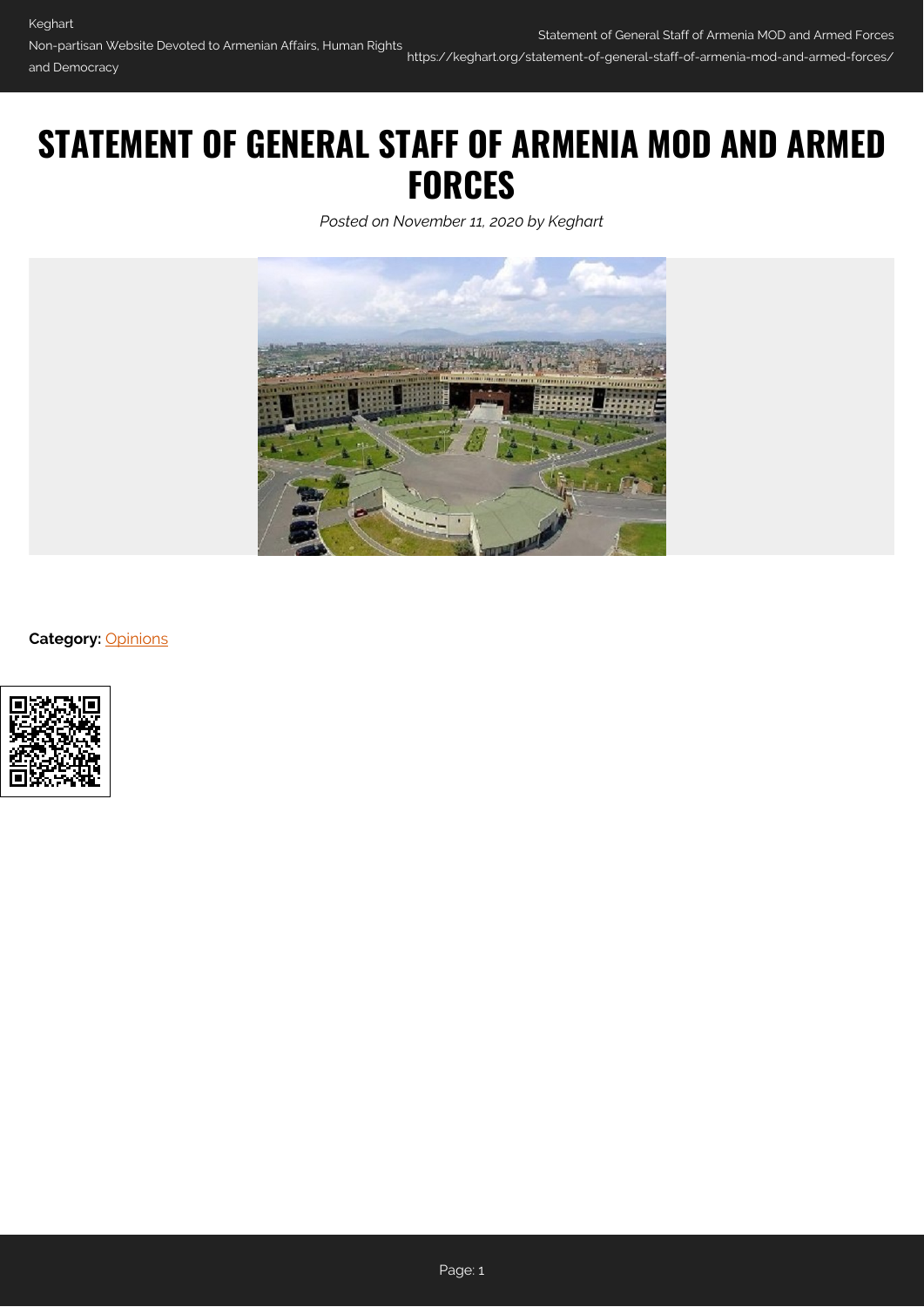# STATEMENT OF GENERAL STAFF OF ARMENIA MOD AND ARMED FORCES

*Posted on November 11, 2020 by Keghart*

**Category:** Opinions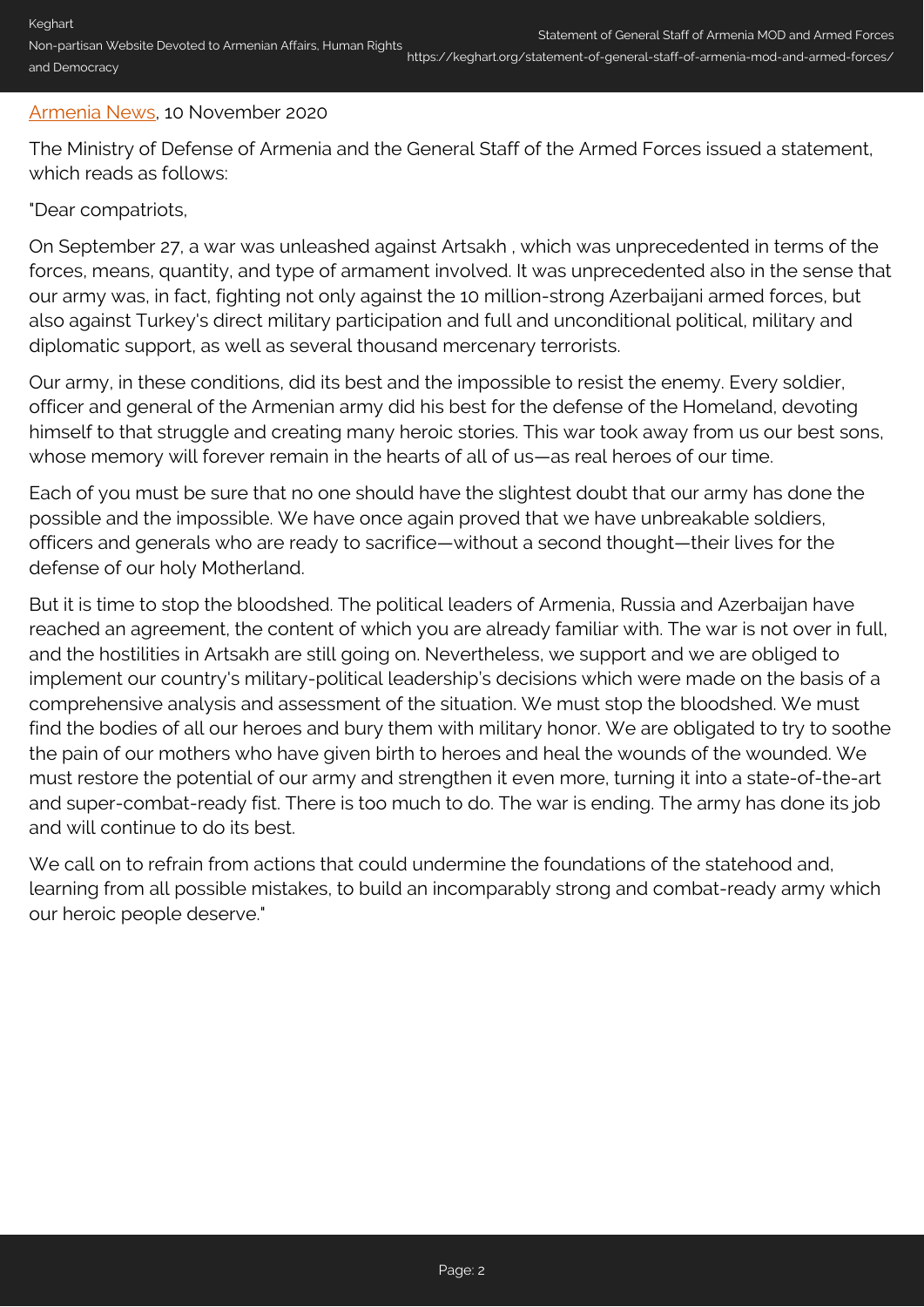[Armenia News](), 10 November 2020

The Ministry of Defense of Armenia and the General Staff of the Armed Forces issued a statement, which reads as follows:

"Dear compatriots,

On September 27, a war was unleashed against Artsakh , which was unprecedented in terms of the forces, means, quantity, and type of armament involved. It was unprecedented also in the sense that our army was, in fact, fighting not only against the 10 million-strong Azerbaijani armed forces, but also against Turkey's direct military participation and full and unconditional political, military and diplomatic support, as well as several thousand mercenary terrorists.

Our army, in these conditions, did its best and the impossible to resist the enemy. Every soldier, officer and general of the Armenian army did his best for the defense of the Homeland, devoting himself to that struggle and creating many heroic stories. This war took away from us our best sons, whose memory will forever remain in the hearts of all of us—as real heroes of our time.

Each of you must be sure that no one should have the slightest doubt that our army has done the possible and the impossible. We have once again proved that we have unbreakable soldiers, officers and generals who are ready to sacrifice—without a second thought—their lives for the defense of our holy Motherland.

But it is time to stop the bloodshed. The political leaders of Armenia, Russia and Azerbaijan have reached an agreement, the content of which you are already familiar with. The war is not over in full, and the hostilities in Artsakh are still going on. Nevertheless, we support and we are obliged to implement our country's military-political leadership's decisions which were made on the basis of a comprehensive analysis and assessment of the situation. We must stop the bloodshed. We must find the bodies of all our heroes and bury them with military honor. We are obligated to try to soothe the pain of our mothers who have given birth to heroes and heal the wounds of the wounded. We must restore the potential of our army and strengthen it even more, turning it into a state-of-the-art and super-combat-ready fist. There is too much to do. The war is ending. The army has done its job and will continue to do its best.

We call on to refrain from actions that could undermine the foundations of the statehood and, learning from all possible mistakes, to build an incomparably strong and combat-ready army which our heroic people deserve."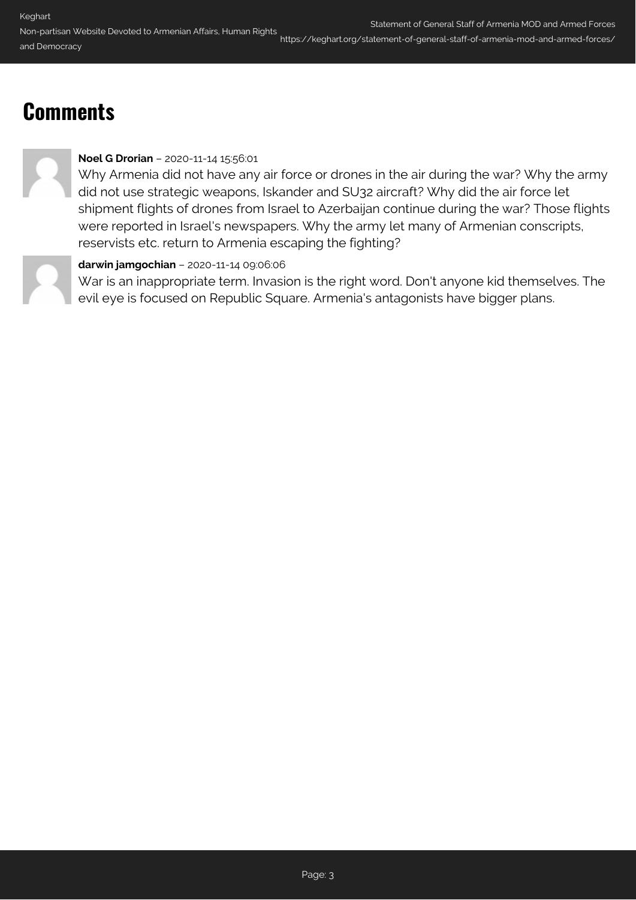## Comments

**Noel G Drorian** – 2020-11-14 15:56:01

Why Armenia did not have any air force or drones in the air during the war? Why the army did not use strategic weapons, Iskander and SU32 aircraft? Why did the air force let shipment flights of drones from Israel to Azerbaijan continue during the war? Those flights were reported in Israel's newspapers. Why the army let many of Armenian conscripts, reservists etc. return to Armenia escaping the fighting?

**darwin jamgochian** – 2020-11-14 09:06:06

War is an inappropriate term. Invasion is the right word. Don't anyone kid themselves. The evil eye is focused on Republic Square. Armenia's antagonists have bigger plans.